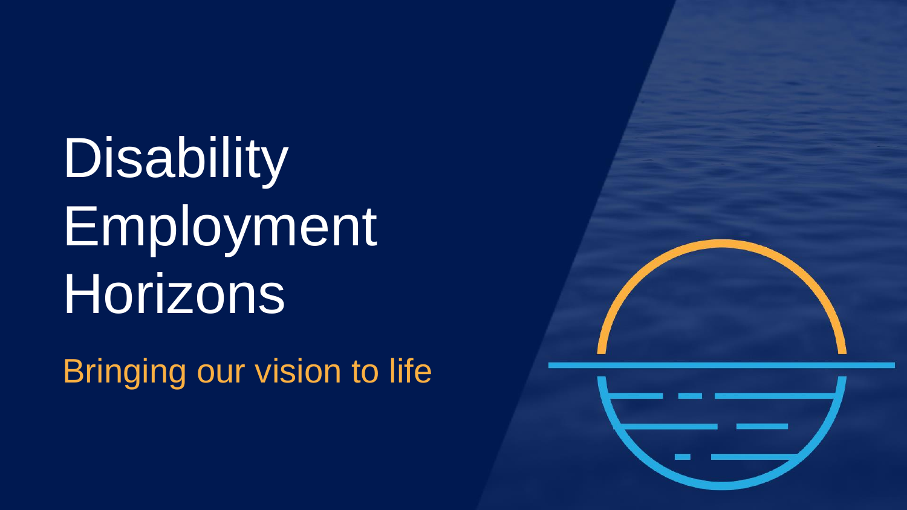# Disability Employment Horizons

Bringing our vision to life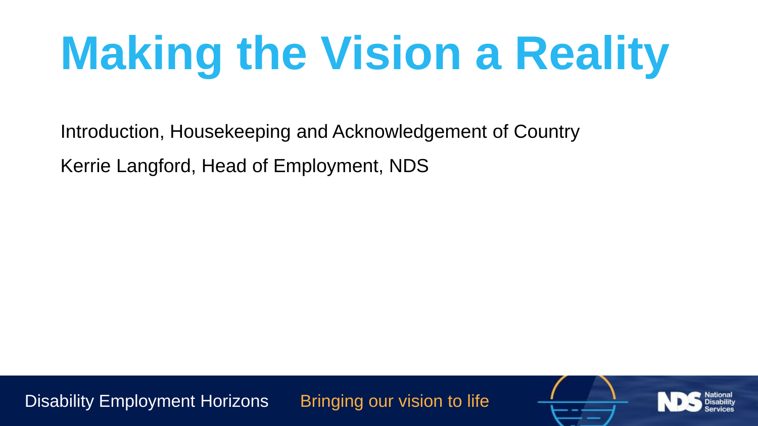# Making the Vision a Reality

Introduction, Housekeeping and Acknowledgement of Country

Kerrie Langford, Head of Employment, NDS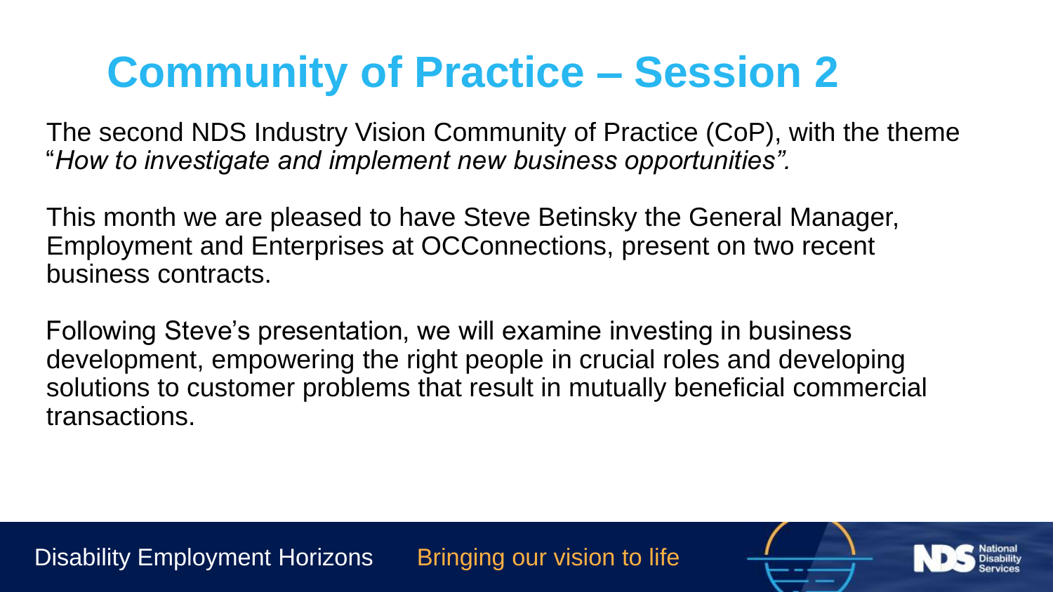# Community of Practice – Session 2

The second NDS Industry Vision Community of Practice (CoP), with the theme "*How to investigate and implement new business opportunities".*

This month we are pleased to have Steve Betinsky the General Manager, Employment and Enterprises at OCConnections, present on two recent business contracts.

Following Steve's presentation, we will examine investing in business development, empowering the right people in crucial roles and developing solutions to customer problems that result in mutually beneficial commercial transactions.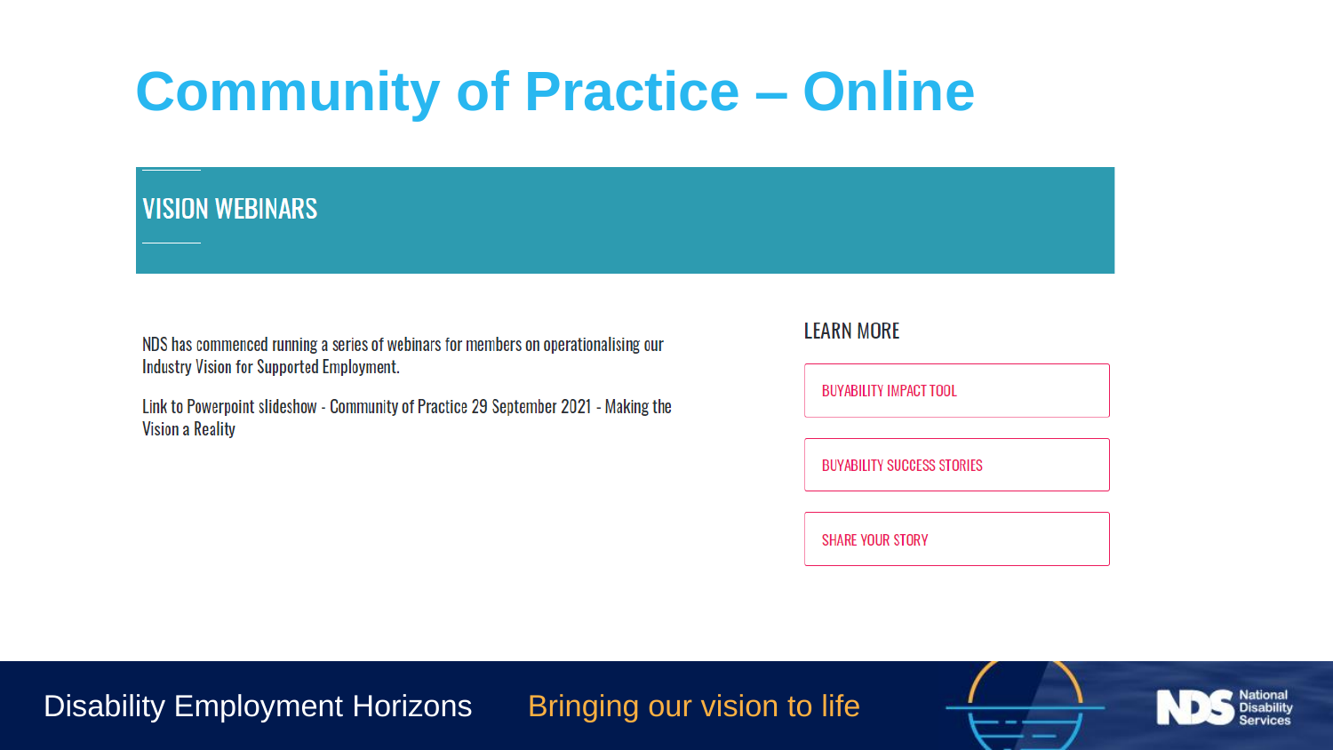# Community of Practice – Online

## VISION WEBINARS

NDS has commenced running a series of webinars for members on operationalising our Industry Vision for Supported Employment.

Link to Powerpoint slideshow - Community of Practice 29 September 2021 - Making the Vision a Reality

### LEARN MORE

- BUYABILITY IMPACT TOOL
- BUYABILITY SUCCESS STORIES
- SHARE YOUR STORY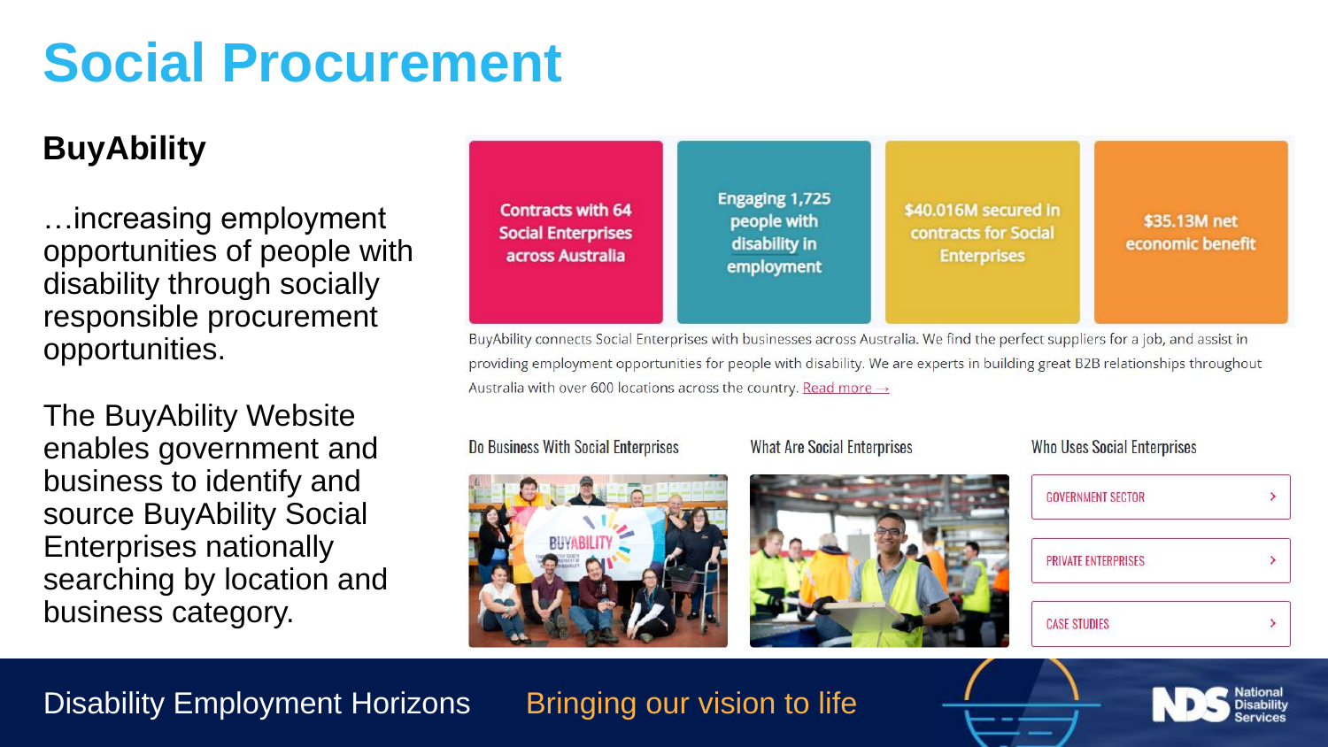# Social Procurement

## BuyAbility

…increasing employment opportunities of people with disability through socially responsible procurement opportunities.

The BuyAbility Website enables government and business to identify and source BuyAbility Social Enterprises nationally searching by location and business category.

Contracts with 64 Social Enterprises across Australia

Engaging 1,725 people with disability in employment

$40.016M secured in contracts for Social Enterprises

$35.13M net economic benefit

BuyAbility connects Social Enterprises with businesses across Australia. We find the perfect suppliers for a job, and assist in providing employment opportunities for people with disability. We are experts in building great B2B relationships throughout Australia with over 600 locations across the country. Read more →

Do Business With Social Enterprises

What Are Social Enterprises

Who Uses Social Enterprises

- GOVERNMENT SECTOR
- PRIVATE ENTERPRISES
- CASE STUDIES

Disability Employment Horizons — Bringing our vision to life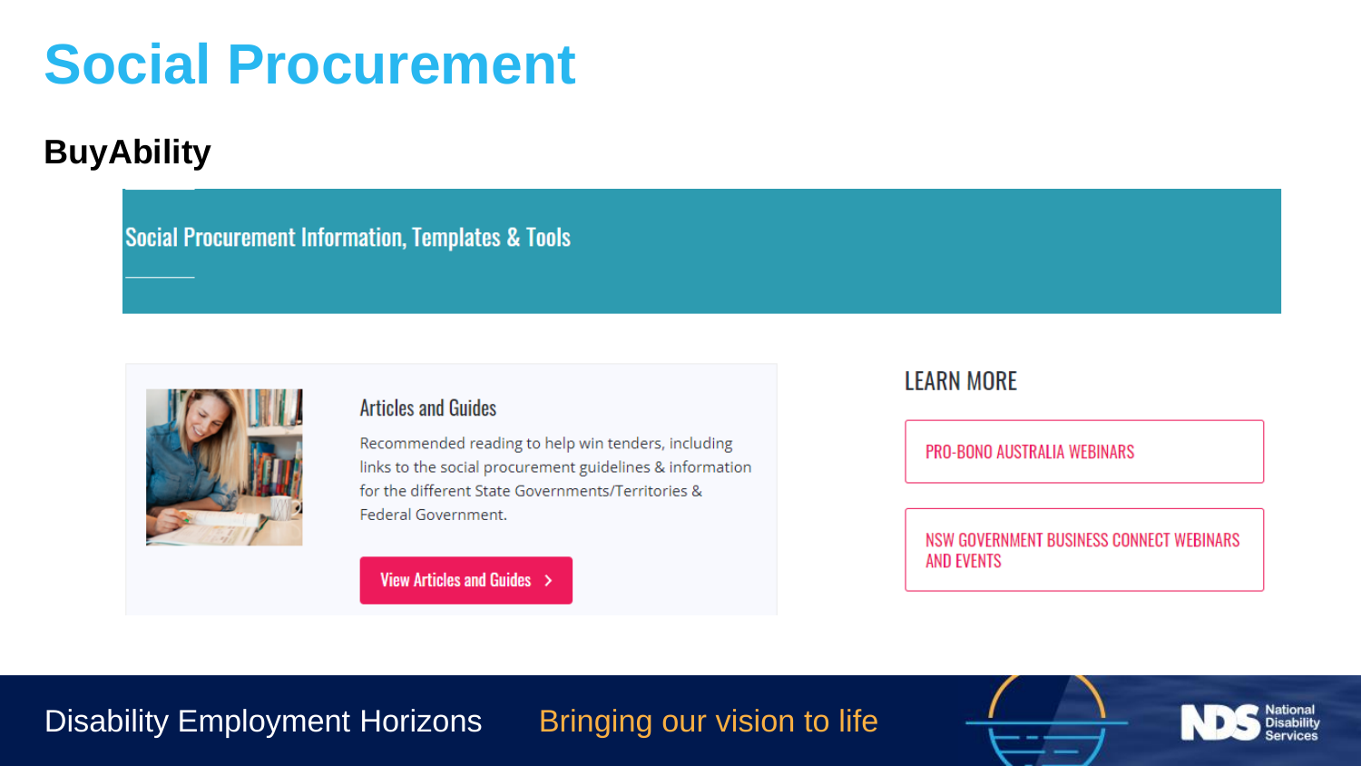# Social Procurement

## BuyAbility

### Social Procurement Information, Templates & Tools

#### Articles and Guides

Recommended reading to help win tenders, including links to the social procurement guidelines & information for the different State Governments/Territories & Federal Government.

View Articles and Guides >

#### LEARN MORE

- PRO-BONO AUSTRALIA WEBINARS
- NSW GOVERNMENT BUSINESS CONNECT WEBINARS AND EVENTS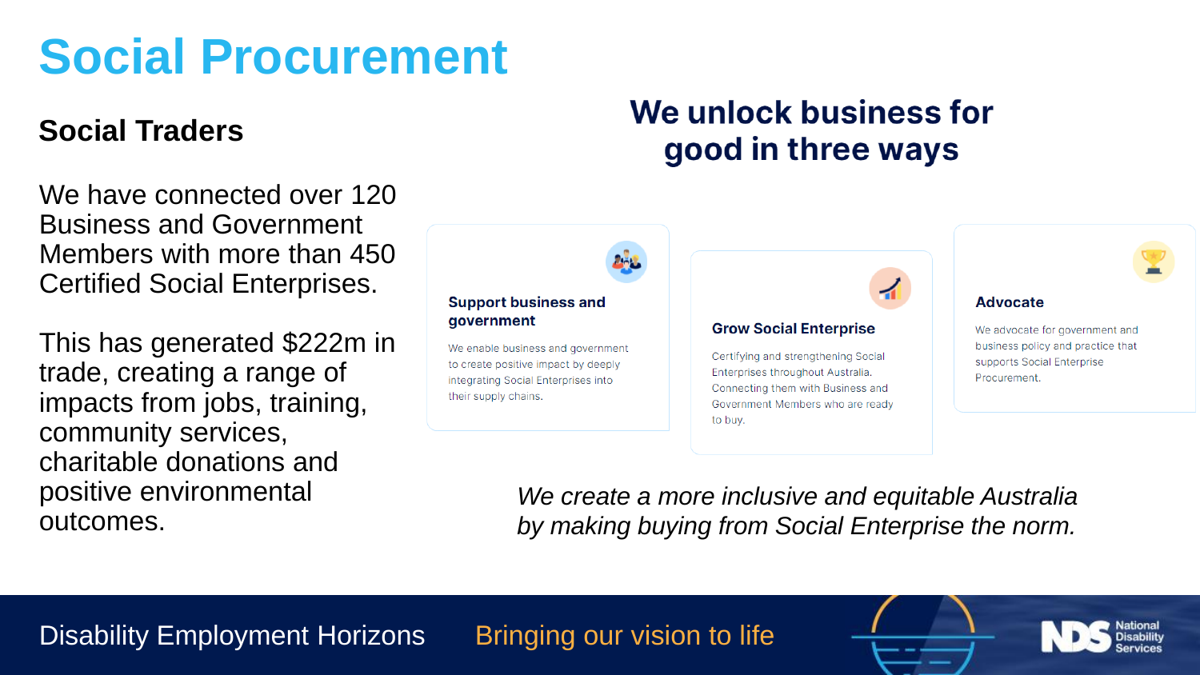# Social Procurement

## Social Traders

We have connected over 120 Business and Government Members with more than 450 Certified Social Enterprises.

This has generated $222m in trade, creating a range of impacts from jobs, training, community services, charitable donations and positive environmental outcomes.

## We unlock business for good in three ways

### Support business and government

We enable business and government to create positive impact by deeply integrating Social Enterprises into their supply chains.

### Grow Social Enterprise

Certifying and strengthening Social Enterprises throughout Australia. Connecting them with Business and Government Members who are ready to buy.

### Advocate

We advocate for government and business policy and practice that supports Social Enterprise Procurement.

*We create a more inclusive and equitable Australia by making buying from Social Enterprise the norm.*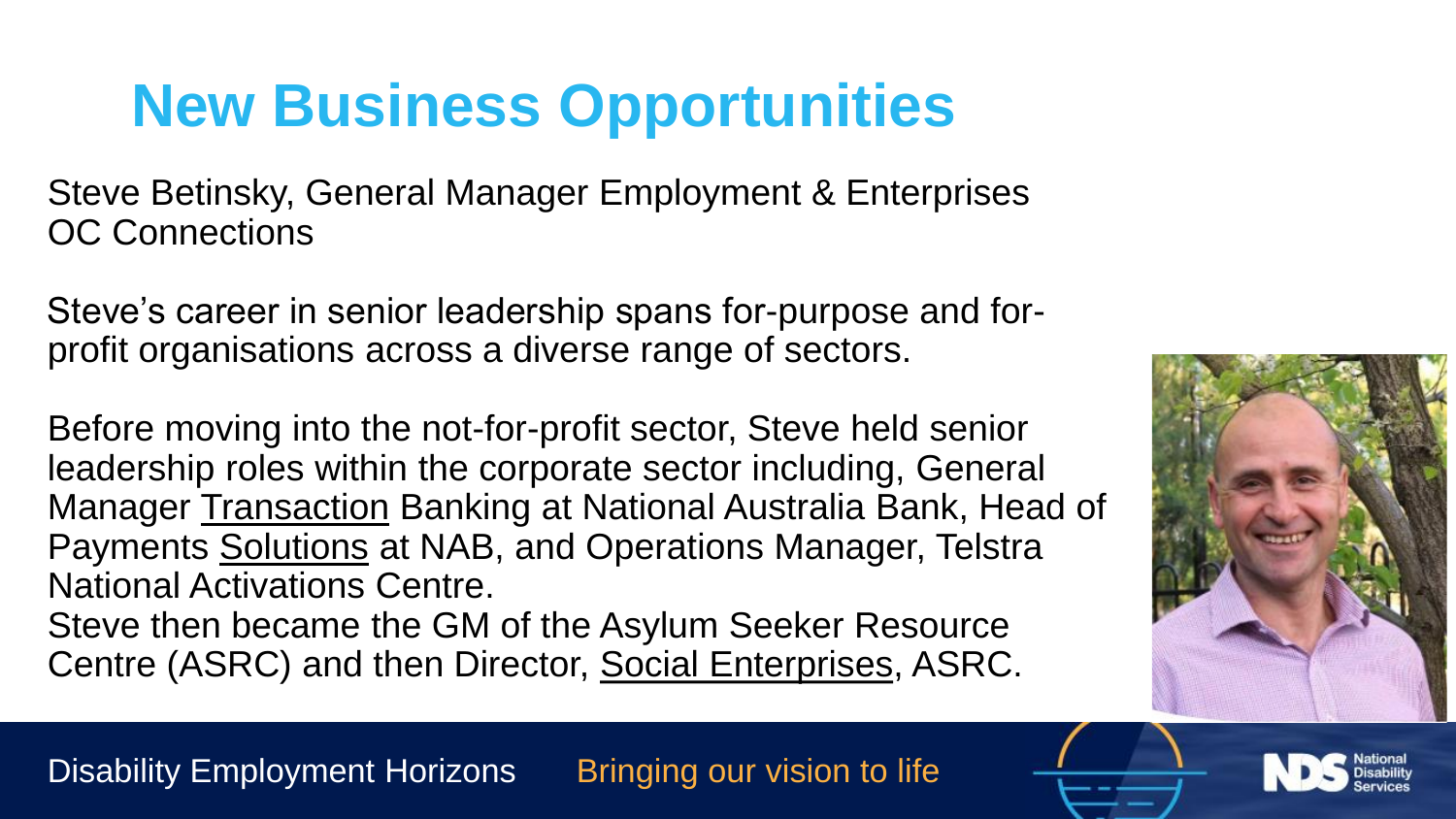# New Business Opportunities

Steve Betinsky, General Manager Employment & Enterprises
OC Connections

Steve's career in senior leadership spans for-purpose and for-profit organisations across a diverse range of sectors.

Before moving into the not-for-profit sector, Steve held senior leadership roles within the corporate sector including, General Manager Transaction Banking at National Australia Bank, Head of Payments Solutions at NAB, and Operations Manager, Telstra National Activations Centre.
Steve then became the GM of the Asylum Seeker Resource Centre (ASRC) and then Director, Social Enterprises, ASRC.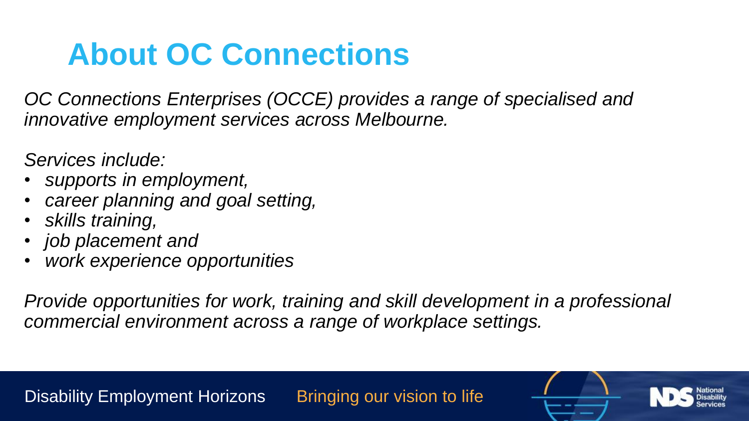# About OC Connections

*OC Connections Enterprises (OCCE) provides a range of specialised and innovative employment services across Melbourne.*

*Services include:*

- *supports in employment,*
- *career planning and goal setting,*
- *skills training,*
- *job placement and*
- *work experience opportunities*

*Provide opportunities for work, training and skill development in a professional commercial environment across a range of workplace settings.*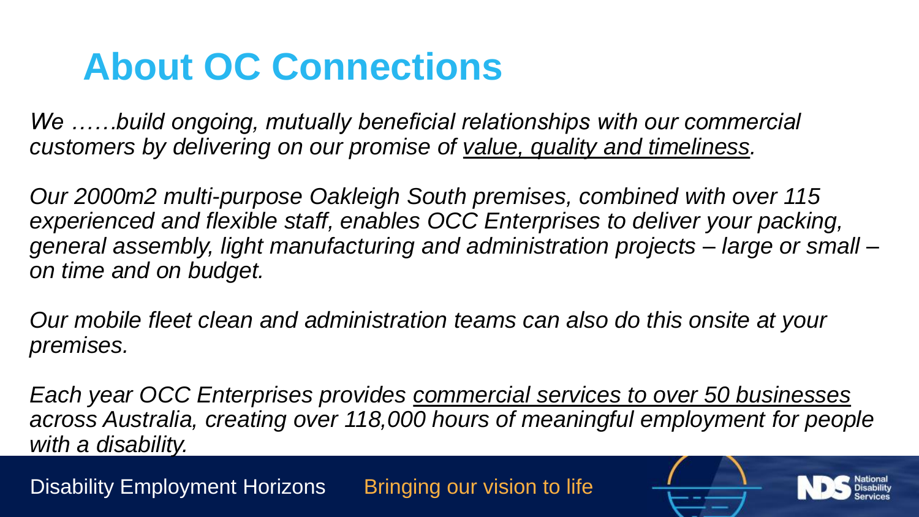# About OC Connections

*We ……build ongoing, mutually beneficial relationships with our commercial customers by delivering on our promise of <u>value, quality and timeliness</u>.*

*Our 2000m2 multi-purpose Oakleigh South premises, combined with over 115 experienced and flexible staff, enables OCC Enterprises to deliver your packing, general assembly, light manufacturing and administration projects – large or small – on time and on budget.*

*Our mobile fleet clean and administration teams can also do this onsite at your premises.*

*Each year OCC Enterprises provides <u>commercial services to over 50 businesses</u> across Australia, creating over 118,000 hours of meaningful employment for people with a disability.*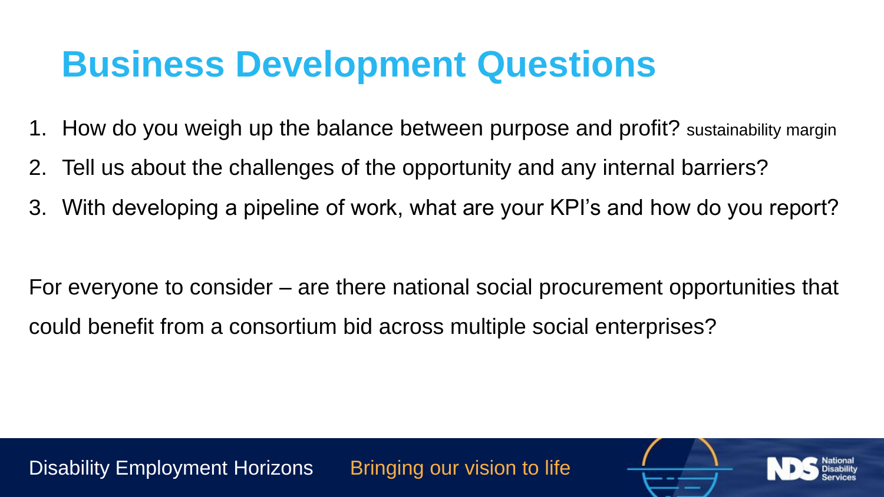# Business Development Questions

1. How do you weigh up the balance between purpose and profit? sustainability margin
2. Tell us about the challenges of the opportunity and any internal barriers?
3. With developing a pipeline of work, what are your KPI's and how do you report?

For everyone to consider – are there national social procurement opportunities that could benefit from a consortium bid across multiple social enterprises?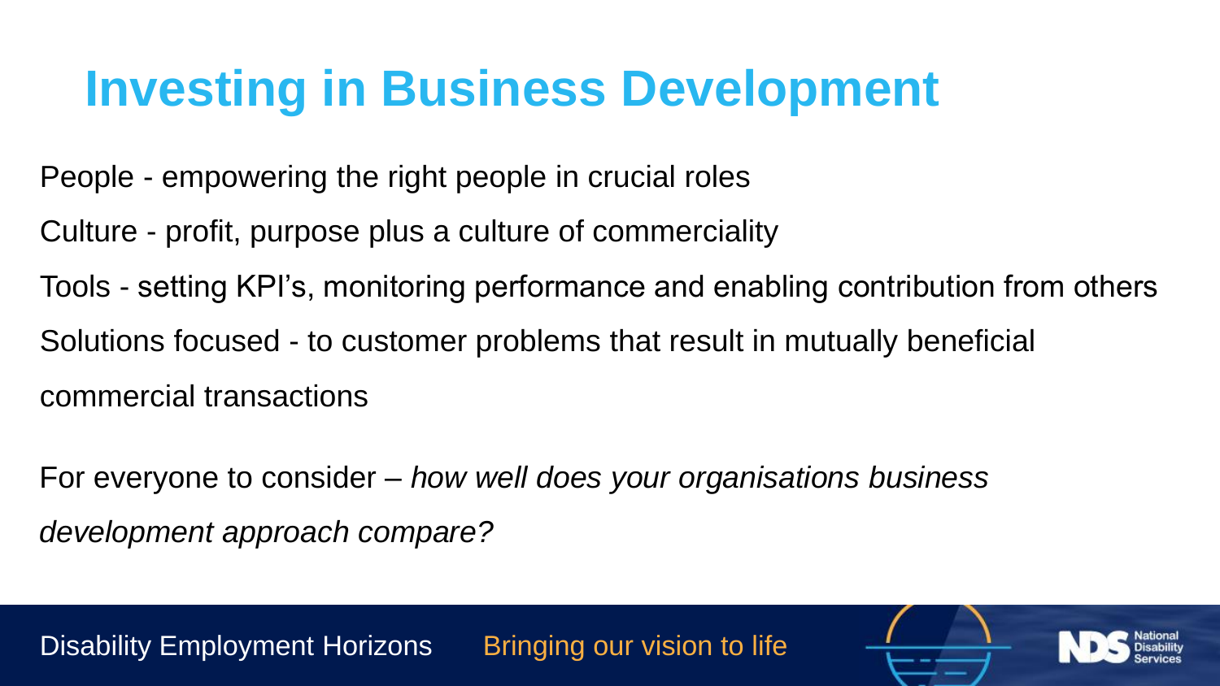# Investing in Business Development

People - empowering the right people in crucial roles

Culture - profit, purpose plus a culture of commerciality

Tools - setting KPI's, monitoring performance and enabling contribution from others

Solutions focused - to customer problems that result in mutually beneficial commercial transactions

For everyone to consider – *how well does your organisations business development approach compare?*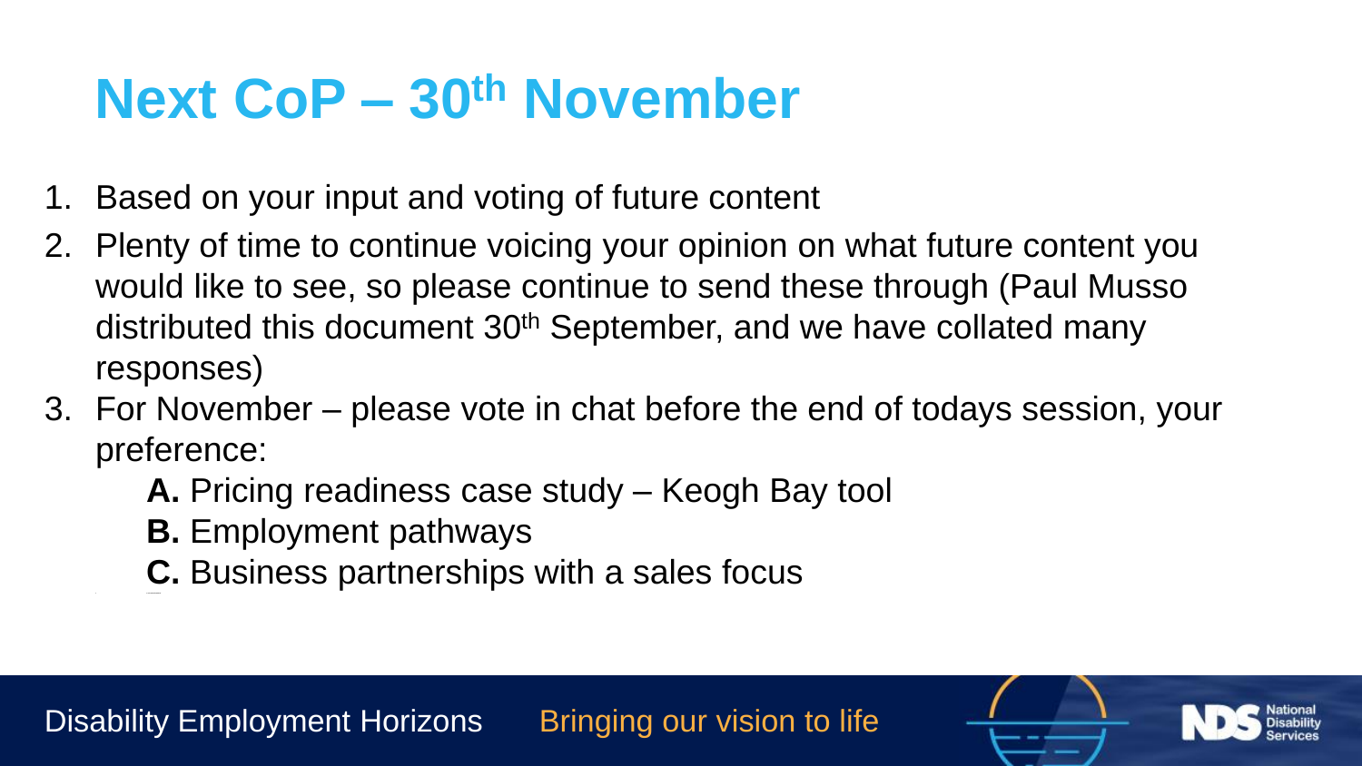# Next CoP – 30th November

1. Based on your input and voting of future content
2. Plenty of time to continue voicing your opinion on what future content you would like to see, so please continue to send these through (Paul Musso distributed this document 30th September, and we have collated many responses)
3. For November – please vote in chat before the end of todays session, your preference:

   **A.** Pricing readiness case study – Keogh Bay tool

   **B.** Employment pathways

   **C.** Business partnerships with a sales focus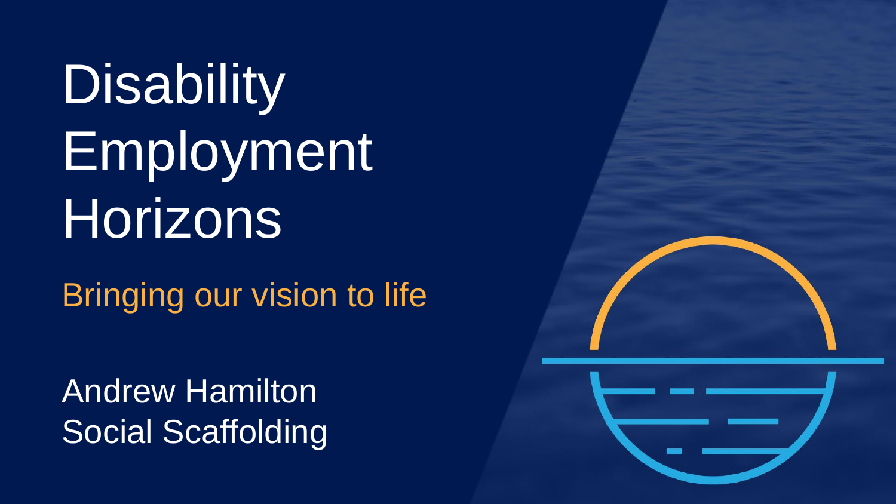# Disability Employment Horizons

Bringing our vision to life

Andrew Hamilton
Social Scaffolding